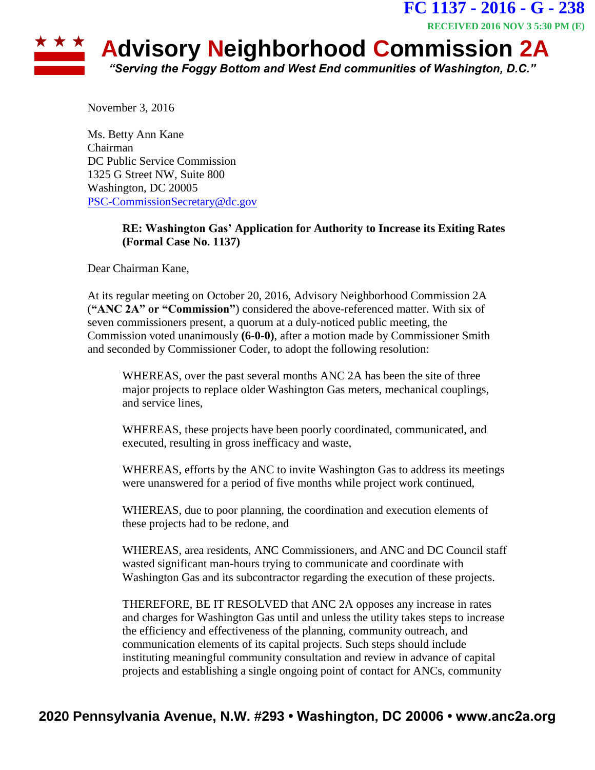FC 1137 - 2016 - G - 238

RECEIVED 2016 NOV 3 5:30 PM (E)

# Advisory Neighborhood Commission 2A

*"Serving the Foggy Bottom and West End communities of Washington, D.C."*

November 3, 2016

Ms. Betty Ann Kane
Chairman
DC Public Service Commission
1325 G Street NW, Suite 800
Washington, DC 20005
PSC-CommissionSecretary@dc.gov

> **RE: Washington Gas' Application for Authority to Increase its Exiting Rates (Formal Case No. 1137)**

Dear Chairman Kane,

At its regular meeting on October 20, 2016, Advisory Neighborhood Commission 2A (**"ANC 2A" or "Commission"**) considered the above-referenced matter. With six of seven commissioners present, a quorum at a duly-noticed public meeting, the Commission voted unanimously **(6-0-0)**, after a motion made by Commissioner Smith and seconded by Commissioner Coder, to adopt the following resolution:

> WHEREAS, over the past several months ANC 2A has been the site of three major projects to replace older Washington Gas meters, mechanical couplings, and service lines,
>
> WHEREAS, these projects have been poorly coordinated, communicated, and executed, resulting in gross inefficacy and waste,
>
> WHEREAS, efforts by the ANC to invite Washington Gas to address its meetings were unanswered for a period of five months while project work continued,
>
> WHEREAS, due to poor planning, the coordination and execution elements of these projects had to be redone, and
>
> WHEREAS, area residents, ANC Commissioners, and ANC and DC Council staff wasted significant man-hours trying to communicate and coordinate with Washington Gas and its subcontractor regarding the execution of these projects.
>
> THEREFORE, BE IT RESOLVED that ANC 2A opposes any increase in rates and charges for Washington Gas until and unless the utility takes steps to increase the efficiency and effectiveness of the planning, community outreach, and communication elements of its capital projects. Such steps should include instituting meaningful community consultation and review in advance of capital projects and establishing a single ongoing point of contact for ANCs, community

**2020 Pennsylvania Avenue, N.W. #293 • Washington, DC 20006 • www.anc2a.org**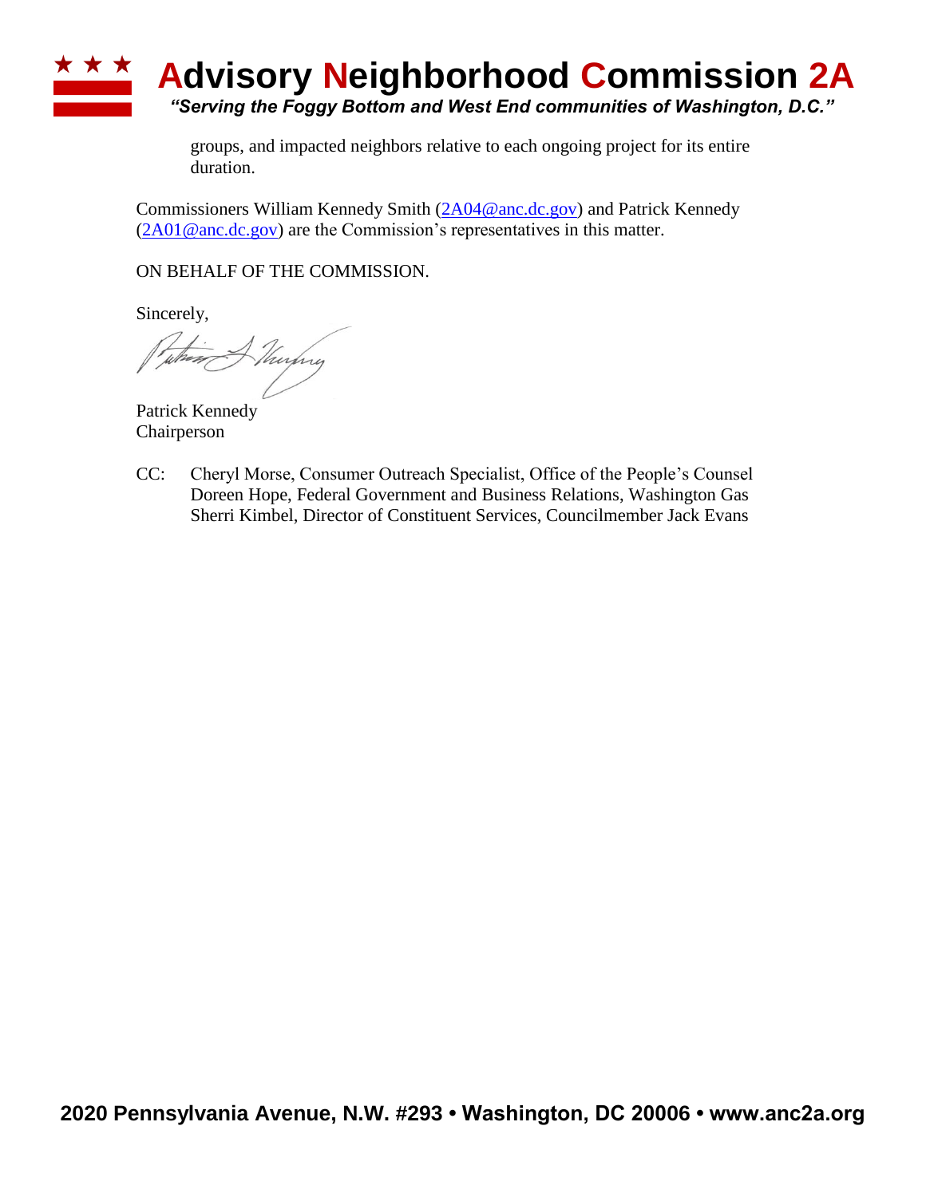groups, and impacted neighbors relative to each ongoing project for its entire duration.

Commissioners William Kennedy Smith (2A04@anc.dc.gov) and Patrick Kennedy (2A01@anc.dc.gov) are the Commission's representatives in this matter.

ON BEHALF OF THE COMMISSION.

Sincerely,

Patrick Kennedy
Chairperson

CC: Cheryl Morse, Consumer Outreach Specialist, Office of the People's Counsel
Doreen Hope, Federal Government and Business Relations, Washington Gas
Sherri Kimbel, Director of Constituent Services, Councilmember Jack Evans